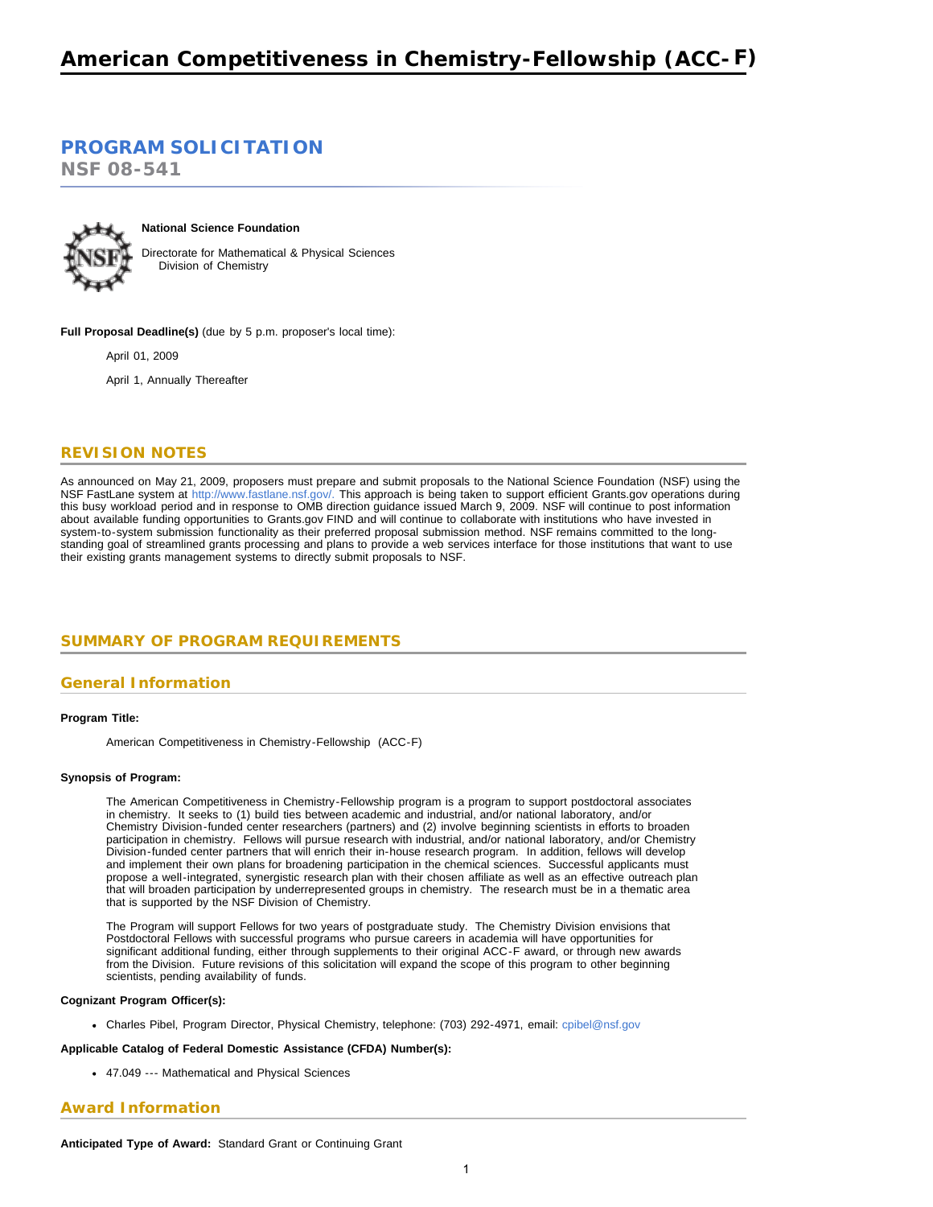# American Competitiveness in Chemistry-Fellowship (ACC-F)

## PROGRAM SOLICITATION

**NSF 08-541**

**National Science Foundation**

Directorate for Mathematical & Physical Sciences
Division of Chemistry

**Full Proposal Deadline(s)** (due by 5 p.m. proposer's local time):

April 01, 2009

April 1, Annually Thereafter

## REVISION NOTES

As announced on May 21, 2009, proposers must prepare and submit proposals to the National Science Foundation (NSF) using the NSF FastLane system at http://www.fastlane.nsf.gov/. This approach is being taken to support efficient Grants.gov operations during this busy workload period and in response to OMB direction guidance issued March 9, 2009. NSF will continue to post information about available funding opportunities to Grants.gov FIND and will continue to collaborate with institutions who have invested in system-to-system submission functionality as their preferred proposal submission method. NSF remains committed to the long-standing goal of streamlined grants processing and plans to provide a web services interface for those institutions that want to use their existing grants management systems to directly submit proposals to NSF.

## SUMMARY OF PROGRAM REQUIREMENTS

### General Information

**Program Title:**

American Competitiveness in Chemistry-Fellowship (ACC-F)

**Synopsis of Program:**

The American Competitiveness in Chemistry-Fellowship program is a program to support postdoctoral associates in chemistry. It seeks to (1) build ties between academic and industrial, and/or national laboratory, and/or Chemistry Division-funded center researchers (partners) and (2) involve beginning scientists in efforts to broaden participation in chemistry. Fellows will pursue research with industrial, and/or national laboratory, and/or Chemistry Division-funded center partners that will enrich their in-house research program. In addition, fellows will develop and implement their own plans for broadening participation in the chemical sciences. Successful applicants must propose a well-integrated, synergistic research plan with their chosen affiliate as well as an effective outreach plan that will broaden participation by underrepresented groups in chemistry. The research must be in a thematic area that is supported by the NSF Division of Chemistry.

The Program will support Fellows for two years of postgraduate study. The Chemistry Division envisions that Postdoctoral Fellows with successful programs who pursue careers in academia will have opportunities for significant additional funding, either through supplements to their original ACC-F award, or through new awards from the Division. Future revisions of this solicitation will expand the scope of this program to other beginning scientists, pending availability of funds.

**Cognizant Program Officer(s):**

- Charles Pibel, Program Director, Physical Chemistry, telephone: (703) 292-4971, email: cpibel@nsf.gov

**Applicable Catalog of Federal Domestic Assistance (CFDA) Number(s):**

- 47.049 --- Mathematical and Physical Sciences

### Award Information

**Anticipated Type of Award:** Standard Grant or Continuing Grant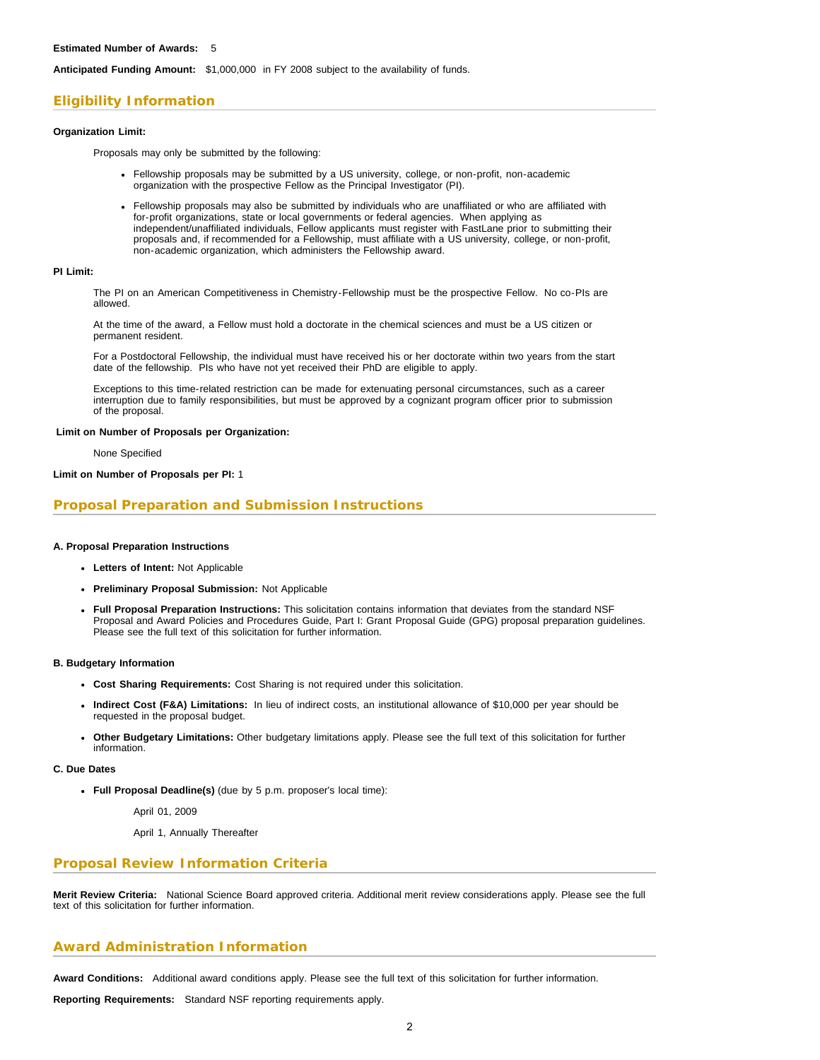**Estimated Number of Awards:** 5

**Anticipated Funding Amount:** $1,000,000 in FY 2008 subject to the availability of funds.

## Eligibility Information

**Organization Limit:**

Proposals may only be submitted by the following:

- Fellowship proposals may be submitted by a US university, college, or non-profit, non-academic organization with the prospective Fellow as the Principal Investigator (PI).
- Fellowship proposals may also be submitted by individuals who are unaffiliated or who are affiliated with for-profit organizations, state or local governments or federal agencies. When applying as independent/unaffiliated individuals, Fellow applicants must register with FastLane prior to submitting their proposals and, if recommended for a Fellowship, must affiliate with a US university, college, or non-profit, non-academic organization, which administers the Fellowship award.

**PI Limit:**

The PI on an American Competitiveness in Chemistry-Fellowship must be the prospective Fellow. No co-PIs are allowed.

At the time of the award, a Fellow must hold a doctorate in the chemical sciences and must be a US citizen or permanent resident.

For a Postdoctoral Fellowship, the individual must have received his or her doctorate within two years from the start date of the fellowship. PIs who have not yet received their PhD are eligible to apply.

Exceptions to this time-related restriction can be made for extenuating personal circumstances, such as a career interruption due to family responsibilities, but must be approved by a cognizant program officer prior to submission of the proposal.

**Limit on Number of Proposals per Organization:**

None Specified

**Limit on Number of Proposals per PI:** 1

## Proposal Preparation and Submission Instructions

**A. Proposal Preparation Instructions**

- **Letters of Intent:** Not Applicable
- **Preliminary Proposal Submission:** Not Applicable
- **Full Proposal Preparation Instructions:** This solicitation contains information that deviates from the standard NSF Proposal and Award Policies and Procedures Guide, Part I: Grant Proposal Guide (GPG) proposal preparation guidelines. Please see the full text of this solicitation for further information.

**B. Budgetary Information**

- **Cost Sharing Requirements:** Cost Sharing is not required under this solicitation.
- **Indirect Cost (F&A) Limitations:** In lieu of indirect costs, an institutional allowance of $10,000 per year should be requested in the proposal budget.
- **Other Budgetary Limitations:** Other budgetary limitations apply. Please see the full text of this solicitation for further information.

**C. Due Dates**

- **Full Proposal Deadline(s)** (due by 5 p.m. proposer's local time):

  April 01, 2009

  April 1, Annually Thereafter

## Proposal Review Information Criteria

**Merit Review Criteria:** National Science Board approved criteria. Additional merit review considerations apply. Please see the full text of this solicitation for further information.

## Award Administration Information

**Award Conditions:** Additional award conditions apply. Please see the full text of this solicitation for further information.

**Reporting Requirements:** Standard NSF reporting requirements apply.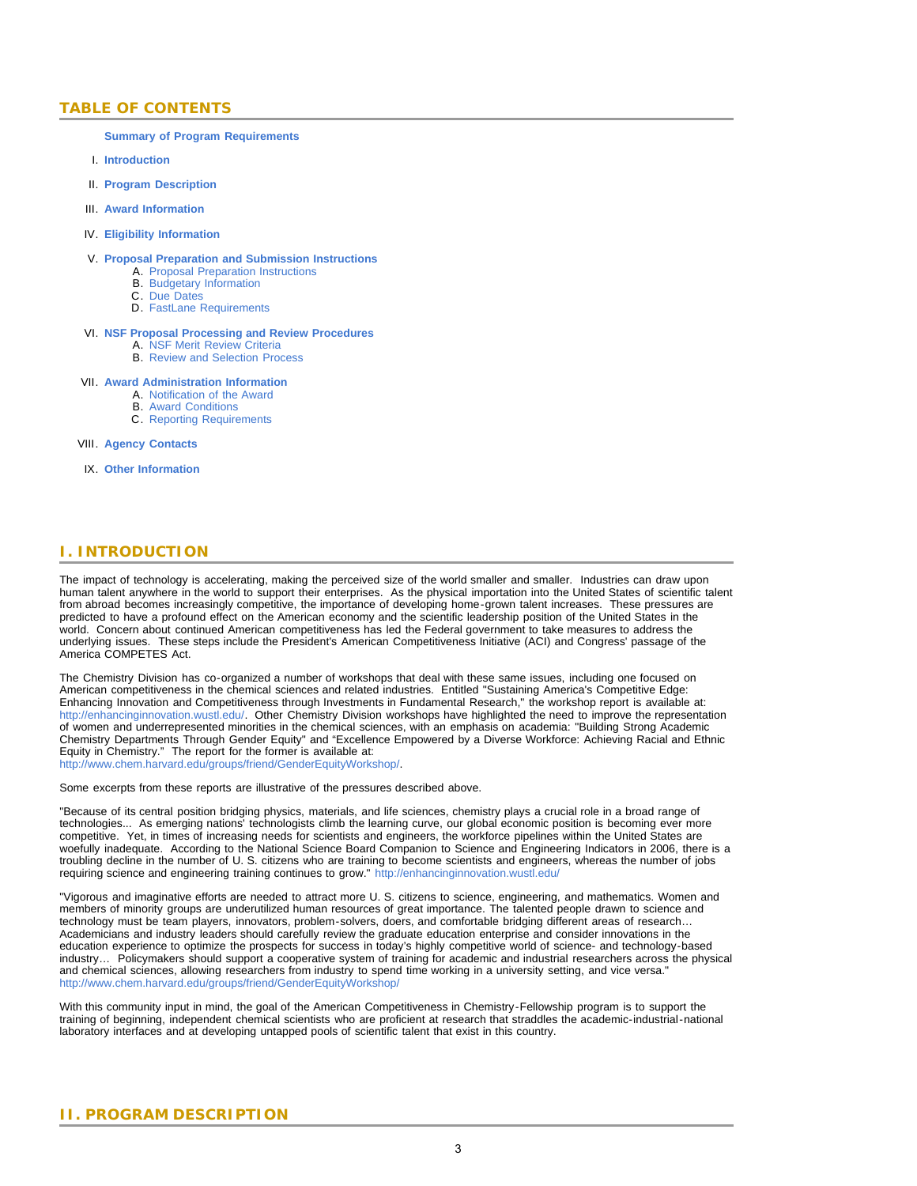## TABLE OF CONTENTS

**Summary of Program Requirements**

I. **Introduction**

II. **Program Description**

III. **Award Information**

IV. **Eligibility Information**

V. **Proposal Preparation and Submission Instructions**
   - A. Proposal Preparation Instructions
   - B. Budgetary Information
   - C. Due Dates
   - D. FastLane Requirements

VI. **NSF Proposal Processing and Review Procedures**
   - A. NSF Merit Review Criteria
   - B. Review and Selection Process

VII. **Award Administration Information**
   - A. Notification of the Award
   - B. Award Conditions
   - C. Reporting Requirements

VIII. **Agency Contacts**

IX. **Other Information**

## I. INTRODUCTION

The impact of technology is accelerating, making the perceived size of the world smaller and smaller. Industries can draw upon human talent anywhere in the world to support their enterprises. As the physical importation into the United States of scientific talent from abroad becomes increasingly competitive, the importance of developing home-grown talent increases. These pressures are predicted to have a profound effect on the American economy and the scientific leadership position of the United States in the world. Concern about continued American competitiveness has led the Federal government to take measures to address the underlying issues. These steps include the President's American Competitiveness Initiative (ACI) and Congress' passage of the America COMPETES Act.

The Chemistry Division has co-organized a number of workshops that deal with these same issues, including one focused on American competitiveness in the chemical sciences and related industries. Entitled "Sustaining America's Competitive Edge: Enhancing Innovation and Competitiveness through Investments in Fundamental Research," the workshop report is available at: http://enhancinginnovation.wustl.edu/. Other Chemistry Division workshops have highlighted the need to improve the representation of women and underrepresented minorities in the chemical sciences, with an emphasis on academia: "Building Strong Academic Chemistry Departments Through Gender Equity" and "Excellence Empowered by a Diverse Workforce: Achieving Racial and Ethnic Equity in Chemistry." The report for the former is available at: http://www.chem.harvard.edu/groups/friend/GenderEquityWorkshop/.

Some excerpts from these reports are illustrative of the pressures described above.

"Because of its central position bridging physics, materials, and life sciences, chemistry plays a crucial role in a broad range of technologies... As emerging nations' technologists climb the learning curve, our global economic position is becoming ever more competitive. Yet, in times of increasing needs for scientists and engineers, the workforce pipelines within the United States are woefully inadequate. According to the National Science Board Companion to Science and Engineering Indicators in 2006, there is a troubling decline in the number of U. S. citizens who are training to become scientists and engineers, whereas the number of jobs requiring science and engineering training continues to grow." http://enhancinginnovation.wustl.edu/

"Vigorous and imaginative efforts are needed to attract more U. S. citizens to science, engineering, and mathematics. Women and members of minority groups are underutilized human resources of great importance. The talented people drawn to science and technology must be team players, innovators, problem-solvers, doers, and comfortable bridging different areas of research… Academicians and industry leaders should carefully review the graduate education enterprise and consider innovations in the education experience to optimize the prospects for success in today's highly competitive world of science- and technology-based industry… Policymakers should support a cooperative system of training for academic and industrial researchers across the physical and chemical sciences, allowing researchers from industry to spend time working in a university setting, and vice versa." http://www.chem.harvard.edu/groups/friend/GenderEquityWorkshop/

With this community input in mind, the goal of the American Competitiveness in Chemistry-Fellowship program is to support the training of beginning, independent chemical scientists who are proficient at research that straddles the academic-industrial-national laboratory interfaces and at developing untapped pools of scientific talent that exist in this country.

## II. PROGRAM DESCRIPTION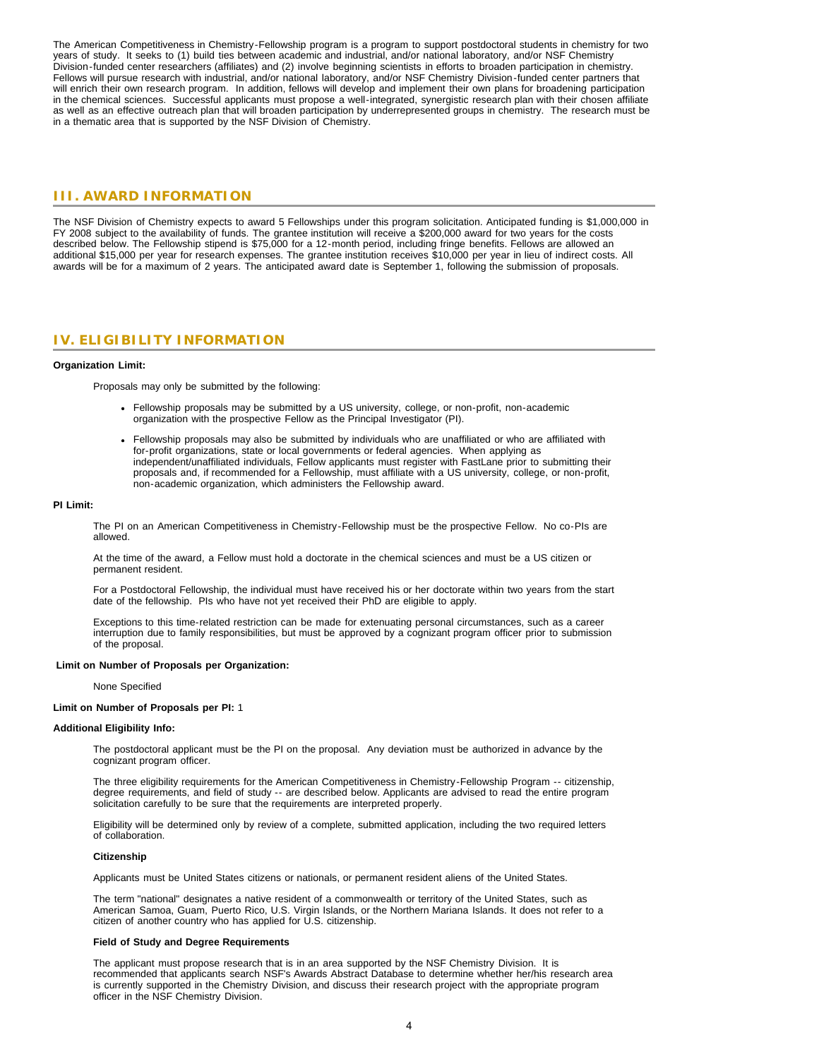The American Competitiveness in Chemistry-Fellowship program is a program to support postdoctoral students in chemistry for two years of study. It seeks to (1) build ties between academic and industrial, and/or national laboratory, and/or NSF Chemistry Division-funded center researchers (affiliates) and (2) involve beginning scientists in efforts to broaden participation in chemistry. Fellows will pursue research with industrial, and/or national laboratory, and/or NSF Chemistry Division-funded center partners that will enrich their own research program. In addition, fellows will develop and implement their own plans for broadening participation in the chemical sciences. Successful applicants must propose a well-integrated, synergistic research plan with their chosen affiliate as well as an effective outreach plan that will broaden participation by underrepresented groups in chemistry. The research must be in a thematic area that is supported by the NSF Division of Chemistry.

## III. AWARD INFORMATION

The NSF Division of Chemistry expects to award 5 Fellowships under this program solicitation. Anticipated funding is $1,000,000 in FY 2008 subject to the availability of funds. The grantee institution will receive a $200,000 award for two years for the costs described below. The Fellowship stipend is $75,000 for a 12-month period, including fringe benefits. Fellows are allowed an additional $15,000 per year for research expenses. The grantee institution receives $10,000 per year in lieu of indirect costs. All awards will be for a maximum of 2 years. The anticipated award date is September 1, following the submission of proposals.

## IV. ELIGIBILITY INFORMATION

**Organization Limit:**

Proposals may only be submitted by the following:

- Fellowship proposals may be submitted by a US university, college, or non-profit, non-academic organization with the prospective Fellow as the Principal Investigator (PI).
- Fellowship proposals may also be submitted by individuals who are unaffiliated or who are affiliated with for-profit organizations, state or local governments or federal agencies. When applying as independent/unaffiliated individuals, Fellow applicants must register with FastLane prior to submitting their proposals and, if recommended for a Fellowship, must affiliate with a US university, college, or non-profit, non-academic organization, which administers the Fellowship award.

**PI Limit:**

The PI on an American Competitiveness in Chemistry-Fellowship must be the prospective Fellow. No co-PIs are allowed.

At the time of the award, a Fellow must hold a doctorate in the chemical sciences and must be a US citizen or permanent resident.

For a Postdoctoral Fellowship, the individual must have received his or her doctorate within two years from the start date of the fellowship. PIs who have not yet received their PhD are eligible to apply.

Exceptions to this time-related restriction can be made for extenuating personal circumstances, such as a career interruption due to family responsibilities, but must be approved by a cognizant program officer prior to submission of the proposal.

**Limit on Number of Proposals per Organization:**

None Specified

**Limit on Number of Proposals per PI:** 1

**Additional Eligibility Info:**

The postdoctoral applicant must be the PI on the proposal. Any deviation must be authorized in advance by the cognizant program officer.

The three eligibility requirements for the American Competitiveness in Chemistry-Fellowship Program -- citizenship, degree requirements, and field of study -- are described below. Applicants are advised to read the entire program solicitation carefully to be sure that the requirements are interpreted properly.

Eligibility will be determined only by review of a complete, submitted application, including the two required letters of collaboration.

**Citizenship**

Applicants must be United States citizens or nationals, or permanent resident aliens of the United States.

The term "national" designates a native resident of a commonwealth or territory of the United States, such as American Samoa, Guam, Puerto Rico, U.S. Virgin Islands, or the Northern Mariana Islands. It does not refer to a citizen of another country who has applied for U.S. citizenship.

**Field of Study and Degree Requirements**

The applicant must propose research that is in an area supported by the NSF Chemistry Division. It is recommended that applicants search NSF's Awards Abstract Database to determine whether her/his research area is currently supported in the Chemistry Division, and discuss their research project with the appropriate program officer in the NSF Chemistry Division.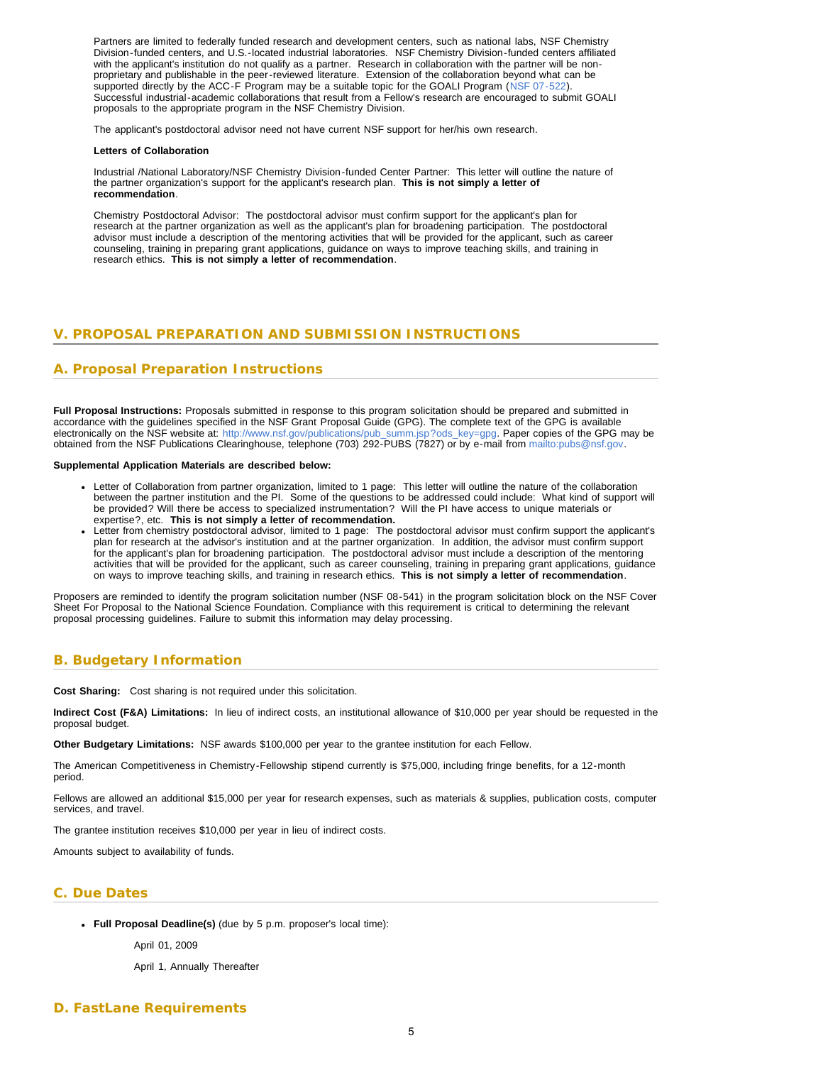Partners are limited to federally funded research and development centers, such as national labs, NSF Chemistry Division-funded centers, and U.S.-located industrial laboratories. NSF Chemistry Division-funded centers affiliated with the applicant's institution do not qualify as a partner. Research in collaboration with the partner will be non-proprietary and publishable in the peer-reviewed literature. Extension of the collaboration beyond what can be supported directly by the ACC-F Program may be a suitable topic for the GOALI Program (NSF 07-522). Successful industrial-academic collaborations that result from a Fellow's research are encouraged to submit GOALI proposals to the appropriate program in the NSF Chemistry Division.

The applicant's postdoctoral advisor need not have current NSF support for her/his own research.

**Letters of Collaboration**

Industrial /National Laboratory/NSF Chemistry Division-funded Center Partner: This letter will outline the nature of the partner organization's support for the applicant's research plan. **This is not simply a letter of recommendation**.

Chemistry Postdoctoral Advisor: The postdoctoral advisor must confirm support for the applicant's plan for research at the partner organization as well as the applicant's plan for broadening participation. The postdoctoral advisor must include a description of the mentoring activities that will be provided for the applicant, such as career counseling, training in preparing grant applications, guidance on ways to improve teaching skills, and training in research ethics. **This is not simply a letter of recommendation**.

## V. PROPOSAL PREPARATION AND SUBMISSION INSTRUCTIONS

### A. Proposal Preparation Instructions

**Full Proposal Instructions:** Proposals submitted in response to this program solicitation should be prepared and submitted in accordance with the guidelines specified in the NSF Grant Proposal Guide (GPG). The complete text of the GPG is available electronically on the NSF website at: http://www.nsf.gov/publications/pub_summ.jsp?ods_key=gpg. Paper copies of the GPG may be obtained from the NSF Publications Clearinghouse, telephone (703) 292-PUBS (7827) or by e-mail from mailto:pubs@nsf.gov.

**Supplemental Application Materials are described below:**

- Letter of Collaboration from partner organization, limited to 1 page: This letter will outline the nature of the collaboration between the partner institution and the PI. Some of the questions to be addressed could include: What kind of support will be provided? Will there be access to specialized instrumentation? Will the PI have access to unique materials or expertise?, etc. **This is not simply a letter of recommendation.**
- Letter from chemistry postdoctoral advisor, limited to 1 page: The postdoctoral advisor must confirm support the applicant's plan for research at the advisor's institution and at the partner organization. In addition, the advisor must confirm support for the applicant's plan for broadening participation. The postdoctoral advisor must include a description of the mentoring activities that will be provided for the applicant, such as career counseling, training in preparing grant applications, guidance on ways to improve teaching skills, and training in research ethics. **This is not simply a letter of recommendation**.

Proposers are reminded to identify the program solicitation number (NSF 08-541) in the program solicitation block on the NSF Cover Sheet For Proposal to the National Science Foundation. Compliance with this requirement is critical to determining the relevant proposal processing guidelines. Failure to submit this information may delay processing.

### B. Budgetary Information

**Cost Sharing:** Cost sharing is not required under this solicitation.

**Indirect Cost (F&A) Limitations:** In lieu of indirect costs, an institutional allowance of $10,000 per year should be requested in the proposal budget.

**Other Budgetary Limitations:** NSF awards $100,000 per year to the grantee institution for each Fellow.

The American Competitiveness in Chemistry-Fellowship stipend currently is $75,000, including fringe benefits, for a 12-month period.

Fellows are allowed an additional $15,000 per year for research expenses, such as materials & supplies, publication costs, computer services, and travel.

The grantee institution receives $10,000 per year in lieu of indirect costs.

Amounts subject to availability of funds.

### C. Due Dates

- **Full Proposal Deadline(s)** (due by 5 p.m. proposer's local time):

  April 01, 2009

  April 1, Annually Thereafter

### D. FastLane Requirements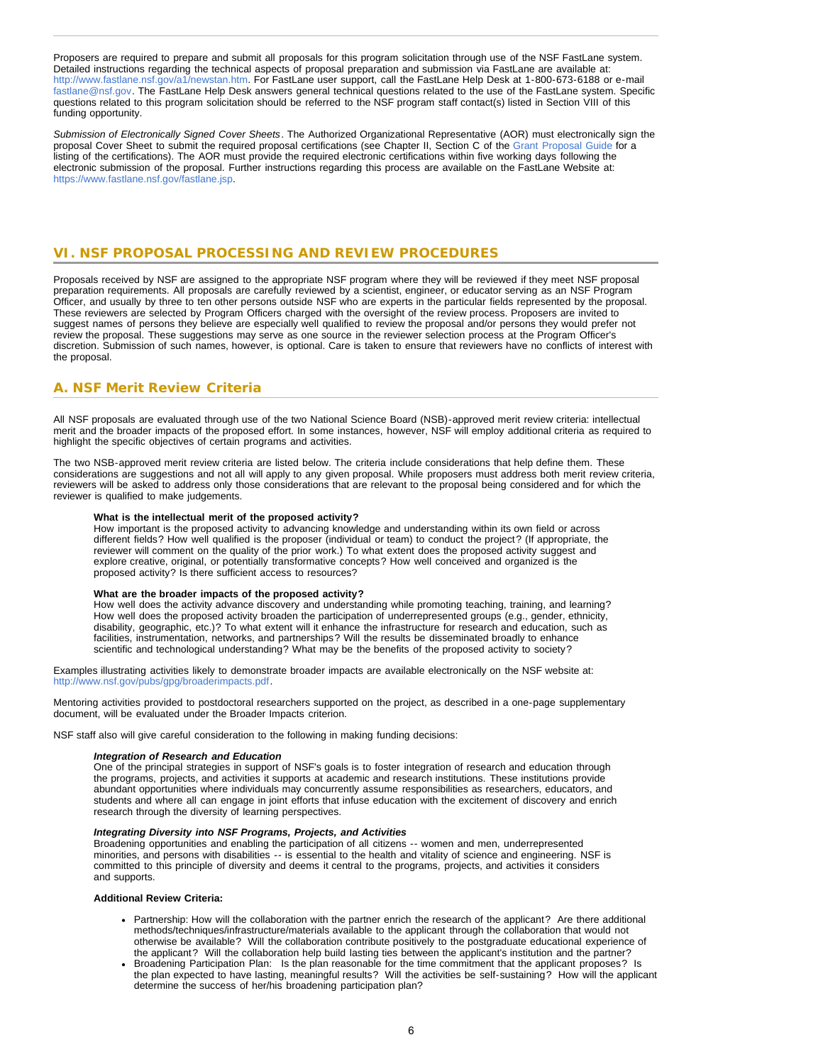Proposers are required to prepare and submit all proposals for this program solicitation through use of the NSF FastLane system. Detailed instructions regarding the technical aspects of proposal preparation and submission via FastLane are available at: http://www.fastlane.nsf.gov/a1/newstan.htm. For FastLane user support, call the FastLane Help Desk at 1-800-673-6188 or e-mail fastlane@nsf.gov. The FastLane Help Desk answers general technical questions related to the use of the FastLane system. Specific questions related to this program solicitation should be referred to the NSF program staff contact(s) listed in Section VIII of this funding opportunity.

*Submission of Electronically Signed Cover Sheets*. The Authorized Organizational Representative (AOR) must electronically sign the proposal Cover Sheet to submit the required proposal certifications (see Chapter II, Section C of the Grant Proposal Guide for a listing of the certifications). The AOR must provide the required electronic certifications within five working days following the electronic submission of the proposal. Further instructions regarding this process are available on the FastLane Website at: https://www.fastlane.nsf.gov/fastlane.jsp.

## VI. NSF PROPOSAL PROCESSING AND REVIEW PROCEDURES

Proposals received by NSF are assigned to the appropriate NSF program where they will be reviewed if they meet NSF proposal preparation requirements. All proposals are carefully reviewed by a scientist, engineer, or educator serving as an NSF Program Officer, and usually by three to ten other persons outside NSF who are experts in the particular fields represented by the proposal. These reviewers are selected by Program Officers charged with the oversight of the review process. Proposers are invited to suggest names of persons they believe are especially well qualified to review the proposal and/or persons they would prefer not review the proposal. These suggestions may serve as one source in the reviewer selection process at the Program Officer's discretion. Submission of such names, however, is optional. Care is taken to ensure that reviewers have no conflicts of interest with the proposal.

### A. NSF Merit Review Criteria

All NSF proposals are evaluated through use of the two National Science Board (NSB)-approved merit review criteria: intellectual merit and the broader impacts of the proposed effort. In some instances, however, NSF will employ additional criteria as required to highlight the specific objectives of certain programs and activities.

The two NSB-approved merit review criteria are listed below. The criteria include considerations that help define them. These considerations are suggestions and not all will apply to any given proposal. While proposers must address both merit review criteria, reviewers will be asked to address only those considerations that are relevant to the proposal being considered and for which the reviewer is qualified to make judgements.

**What is the intellectual merit of the proposed activity?**
How important is the proposed activity to advancing knowledge and understanding within its own field or across different fields? How well qualified is the proposer (individual or team) to conduct the project? (If appropriate, the reviewer will comment on the quality of the prior work.) To what extent does the proposed activity suggest and explore creative, original, or potentially transformative concepts? How well conceived and organized is the proposed activity? Is there sufficient access to resources?

**What are the broader impacts of the proposed activity?**
How well does the activity advance discovery and understanding while promoting teaching, training, and learning? How well does the proposed activity broaden the participation of underrepresented groups (e.g., gender, ethnicity, disability, geographic, etc.)? To what extent will it enhance the infrastructure for research and education, such as facilities, instrumentation, networks, and partnerships? Will the results be disseminated broadly to enhance scientific and technological understanding? What may be the benefits of the proposed activity to society?

Examples illustrating activities likely to demonstrate broader impacts are available electronically on the NSF website at: http://www.nsf.gov/pubs/gpg/broaderimpacts.pdf.

Mentoring activities provided to postdoctoral researchers supported on the project, as described in a one-page supplementary document, will be evaluated under the Broader Impacts criterion.

NSF staff also will give careful consideration to the following in making funding decisions:

***Integration of Research and Education***
One of the principal strategies in support of NSF's goals is to foster integration of research and education through the programs, projects, and activities it supports at academic and research institutions. These institutions provide abundant opportunities where individuals may concurrently assume responsibilities as researchers, educators, and students and where all can engage in joint efforts that infuse education with the excitement of discovery and enrich research through the diversity of learning perspectives.

***Integrating Diversity into NSF Programs, Projects, and Activities***
Broadening opportunities and enabling the participation of all citizens -- women and men, underrepresented minorities, and persons with disabilities -- is essential to the health and vitality of science and engineering. NSF is committed to this principle of diversity and deems it central to the programs, projects, and activities it considers and supports.

**Additional Review Criteria:**

- Partnership: How will the collaboration with the partner enrich the research of the applicant? Are there additional methods/techniques/infrastructure/materials available to the applicant through the collaboration that would not otherwise be available? Will the collaboration contribute positively to the postgraduate educational experience of the applicant? Will the collaboration help build lasting ties between the applicant's institution and the partner?
- Broadening Participation Plan: Is the plan reasonable for the time commitment that the applicant proposes? Is the plan expected to have lasting, meaningful results? Will the activities be self-sustaining? How will the applicant determine the success of her/his broadening participation plan?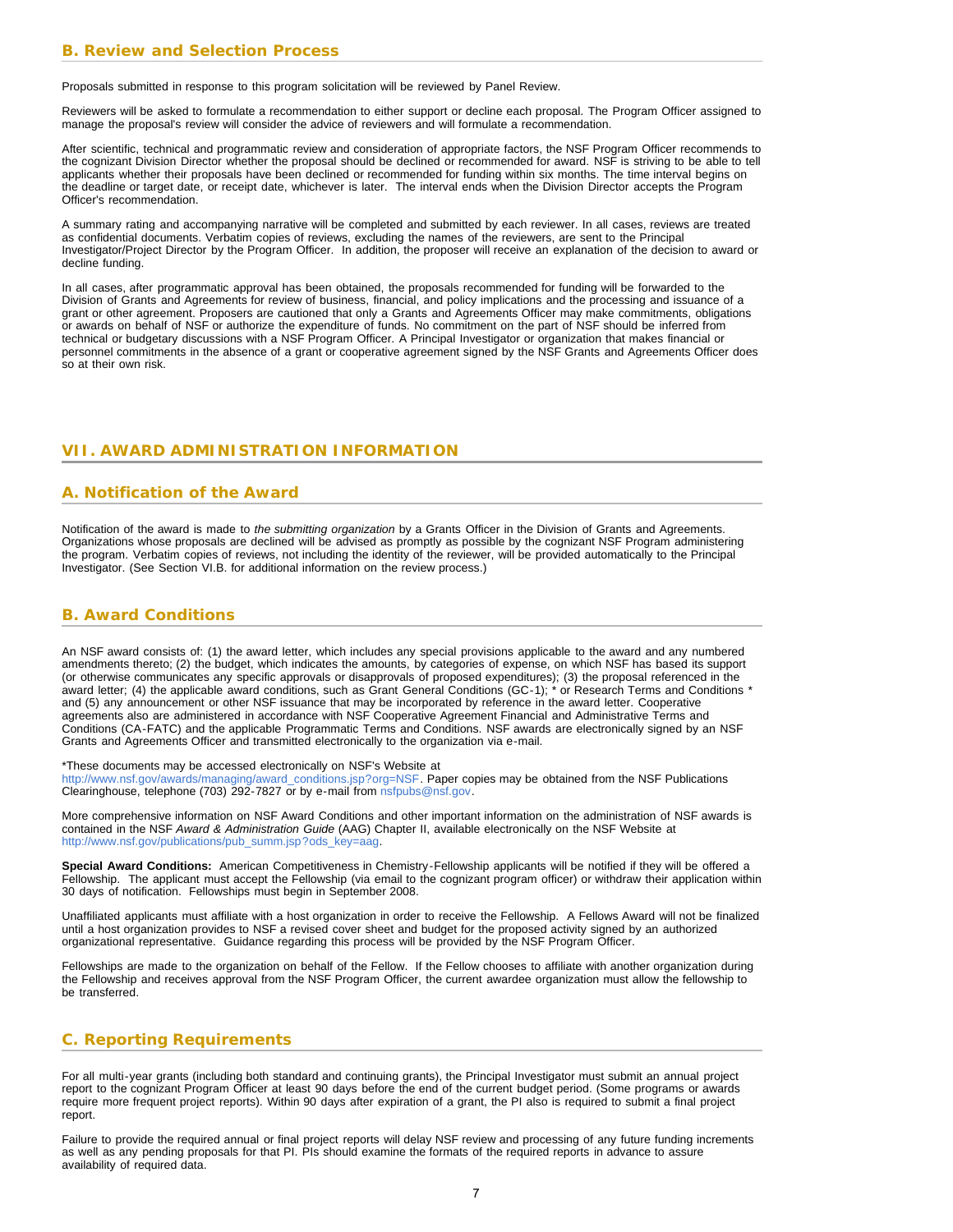## B. Review and Selection Process

Proposals submitted in response to this program solicitation will be reviewed by Panel Review.

Reviewers will be asked to formulate a recommendation to either support or decline each proposal. The Program Officer assigned to manage the proposal's review will consider the advice of reviewers and will formulate a recommendation.

After scientific, technical and programmatic review and consideration of appropriate factors, the NSF Program Officer recommends to the cognizant Division Director whether the proposal should be declined or recommended for award. NSF is striving to be able to tell applicants whether their proposals have been declined or recommended for funding within six months. The time interval begins on the deadline or target date, or receipt date, whichever is later. The interval ends when the Division Director accepts the Program Officer's recommendation.

A summary rating and accompanying narrative will be completed and submitted by each reviewer. In all cases, reviews are treated as confidential documents. Verbatim copies of reviews, excluding the names of the reviewers, are sent to the Principal Investigator/Project Director by the Program Officer. In addition, the proposer will receive an explanation of the decision to award or decline funding.

In all cases, after programmatic approval has been obtained, the proposals recommended for funding will be forwarded to the Division of Grants and Agreements for review of business, financial, and policy implications and the processing and issuance of a grant or other agreement. Proposers are cautioned that only a Grants and Agreements Officer may make commitments, obligations or awards on behalf of NSF or authorize the expenditure of funds. No commitment on the part of NSF should be inferred from technical or budgetary discussions with a NSF Program Officer. A Principal Investigator or organization that makes financial or personnel commitments in the absence of a grant or cooperative agreement signed by the NSF Grants and Agreements Officer does so at their own risk.

# VII. AWARD ADMINISTRATION INFORMATION

## A. Notification of the Award

Notification of the award is made to *the submitting organization* by a Grants Officer in the Division of Grants and Agreements. Organizations whose proposals are declined will be advised as promptly as possible by the cognizant NSF Program administering the program. Verbatim copies of reviews, not including the identity of the reviewer, will be provided automatically to the Principal Investigator. (See Section VI.B. for additional information on the review process.)

## B. Award Conditions

An NSF award consists of: (1) the award letter, which includes any special provisions applicable to the award and any numbered amendments thereto; (2) the budget, which indicates the amounts, by categories of expense, on which NSF has based its support (or otherwise communicates any specific approvals or disapprovals of proposed expenditures); (3) the proposal referenced in the award letter; (4) the applicable award conditions, such as Grant General Conditions (GC-1); * or Research Terms and Conditions * and (5) any announcement or other NSF issuance that may be incorporated by reference in the award letter. Cooperative agreements also are administered in accordance with NSF Cooperative Agreement Financial and Administrative Terms and Conditions (CA-FATC) and the applicable Programmatic Terms and Conditions. NSF awards are electronically signed by an NSF Grants and Agreements Officer and transmitted electronically to the organization via e-mail.

*These documents may be accessed electronically on NSF's Website at http://www.nsf.gov/awards/managing/award_conditions.jsp?org=NSF. Paper copies may be obtained from the NSF Publications Clearinghouse, telephone (703) 292-7827 or by e-mail from nsfpubs@nsf.gov.

More comprehensive information on NSF Award Conditions and other important information on the administration of NSF awards is contained in the NSF *Award & Administration Guide* (AAG) Chapter II, available electronically on the NSF Website at http://www.nsf.gov/publications/pub_summ.jsp?ods_key=aag.

**Special Award Conditions:** American Competitiveness in Chemistry-Fellowship applicants will be notified if they will be offered a Fellowship. The applicant must accept the Fellowship (via email to the cognizant program officer) or withdraw their application within 30 days of notification. Fellowships must begin in September 2008.

Unaffiliated applicants must affiliate with a host organization in order to receive the Fellowship. A Fellows Award will not be finalized until a host organization provides to NSF a revised cover sheet and budget for the proposed activity signed by an authorized organizational representative. Guidance regarding this process will be provided by the NSF Program Officer.

Fellowships are made to the organization on behalf of the Fellow. If the Fellow chooses to affiliate with another organization during the Fellowship and receives approval from the NSF Program Officer, the current awardee organization must allow the fellowship to be transferred.

## C. Reporting Requirements

For all multi-year grants (including both standard and continuing grants), the Principal Investigator must submit an annual project report to the cognizant Program Officer at least 90 days before the end of the current budget period. (Some programs or awards require more frequent project reports). Within 90 days after expiration of a grant, the PI also is required to submit a final project report.

Failure to provide the required annual or final project reports will delay NSF review and processing of any future funding increments as well as any pending proposals for that PI. PIs should examine the formats of the required reports in advance to assure availability of required data.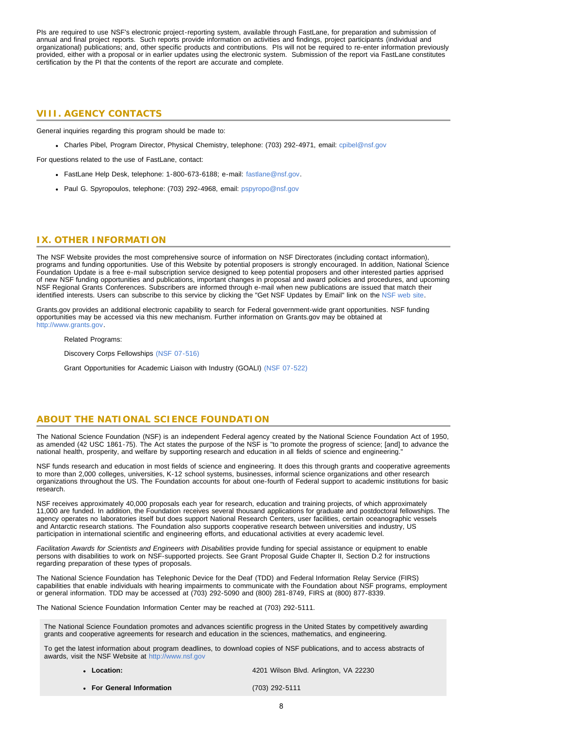PIs are required to use NSF's electronic project-reporting system, available through FastLane, for preparation and submission of annual and final project reports. Such reports provide information on activities and findings, project participants (individual and organizational) publications; and, other specific products and contributions. PIs will not be required to re-enter information previously provided, either with a proposal or in earlier updates using the electronic system. Submission of the report via FastLane constitutes certification by the PI that the contents of the report are accurate and complete.

## VIII. AGENCY CONTACTS

General inquiries regarding this program should be made to:

- Charles Pibel, Program Director, Physical Chemistry, telephone: (703) 292-4971, email: cpibel@nsf.gov

For questions related to the use of FastLane, contact:

- FastLane Help Desk, telephone: 1-800-673-6188; e-mail: fastlane@nsf.gov.
- Paul G. Spyropoulos, telephone: (703) 292-4968, email: pspyropo@nsf.gov

## IX. OTHER INFORMATION

The NSF Website provides the most comprehensive source of information on NSF Directorates (including contact information), programs and funding opportunities. Use of this Website by potential proposers is strongly encouraged. In addition, National Science Foundation Update is a free e-mail subscription service designed to keep potential proposers and other interested parties apprised of new NSF funding opportunities and publications, important changes in proposal and award policies and procedures, and upcoming NSF Regional Grants Conferences. Subscribers are informed through e-mail when new publications are issued that match their identified interests. Users can subscribe to this service by clicking the "Get NSF Updates by Email" link on the NSF web site.

Grants.gov provides an additional electronic capability to search for Federal government-wide grant opportunities. NSF funding opportunities may be accessed via this new mechanism. Further information on Grants.gov may be obtained at http://www.grants.gov.

Related Programs:

Discovery Corps Fellowships (NSF 07-516)

Grant Opportunities for Academic Liaison with Industry (GOALI) (NSF 07-522)

## ABOUT THE NATIONAL SCIENCE FOUNDATION

The National Science Foundation (NSF) is an independent Federal agency created by the National Science Foundation Act of 1950, as amended (42 USC 1861-75). The Act states the purpose of the NSF is "to promote the progress of science; [and] to advance the national health, prosperity, and welfare by supporting research and education in all fields of science and engineering."

NSF funds research and education in most fields of science and engineering. It does this through grants and cooperative agreements to more than 2,000 colleges, universities, K-12 school systems, businesses, informal science organizations and other research organizations throughout the US. The Foundation accounts for about one-fourth of Federal support to academic institutions for basic research.

NSF receives approximately 40,000 proposals each year for research, education and training projects, of which approximately 11,000 are funded. In addition, the Foundation receives several thousand applications for graduate and postdoctoral fellowships. The agency operates no laboratories itself but does support National Research Centers, user facilities, certain oceanographic vessels and Antarctic research stations. The Foundation also supports cooperative research between universities and industry, US participation in international scientific and engineering efforts, and educational activities at every academic level.

*Facilitation Awards for Scientists and Engineers with Disabilities* provide funding for special assistance or equipment to enable persons with disabilities to work on NSF-supported projects. See Grant Proposal Guide Chapter II, Section D.2 for instructions regarding preparation of these types of proposals.

The National Science Foundation has Telephonic Device for the Deaf (TDD) and Federal Information Relay Service (FIRS) capabilities that enable individuals with hearing impairments to communicate with the Foundation about NSF programs, employment or general information. TDD may be accessed at (703) 292-5090 and (800) 281-8749, FIRS at (800) 877-8339.

The National Science Foundation Information Center may be reached at (703) 292-5111.

The National Science Foundation promotes and advances scientific progress in the United States by competitively awarding grants and cooperative agreements for research and education in the sciences, mathematics, and engineering.

To get the latest information about program deadlines, to download copies of NSF publications, and to access abstracts of awards, visit the NSF Website at http://www.nsf.gov

- **Location:** 4201 Wilson Blvd. Arlington, VA 22230
- **For General Information** (703) 292-5111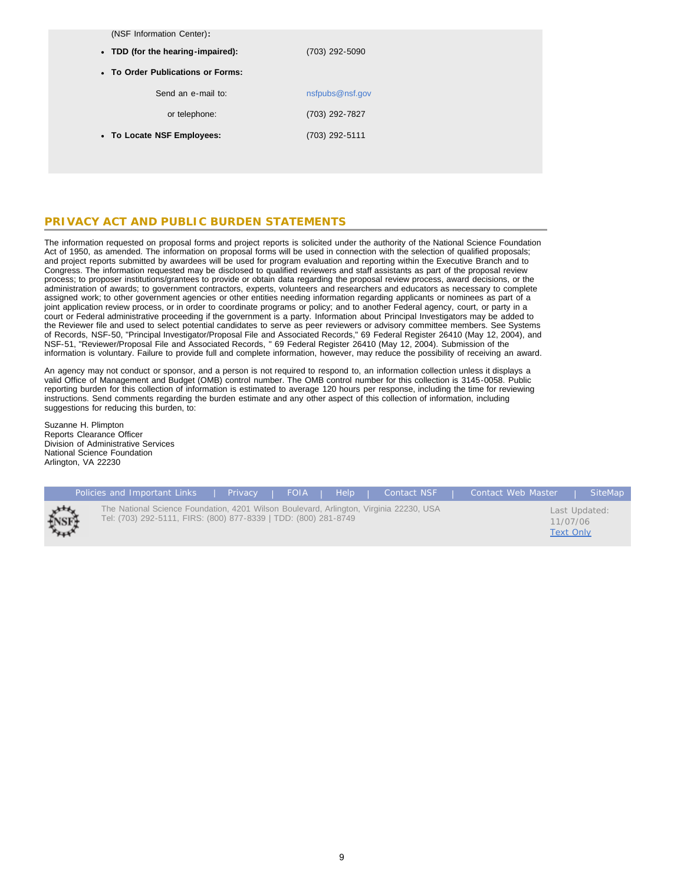(NSF Information Center):

- **TDD (for the hearing-impaired):** (703) 292-5090
- **To Order Publications or Forms:**

  Send an e-mail to: nsfpubs@nsf.gov

  or telephone: (703) 292-7827
- **To Locate NSF Employees:** (703) 292-5111

## PRIVACY ACT AND PUBLIC BURDEN STATEMENTS

The information requested on proposal forms and project reports is solicited under the authority of the National Science Foundation Act of 1950, as amended. The information on proposal forms will be used in connection with the selection of qualified proposals; and project reports submitted by awardees will be used for program evaluation and reporting within the Executive Branch and to Congress. The information requested may be disclosed to qualified reviewers and staff assistants as part of the proposal review process; to proposer institutions/grantees to provide or obtain data regarding the proposal review process, award decisions, or the administration of awards; to government contractors, experts, volunteers and researchers and educators as necessary to complete assigned work; to other government agencies or other entities needing information regarding applicants or nominees as part of a joint application review process, or in order to coordinate programs or policy; and to another Federal agency, court, or party in a court or Federal administrative proceeding if the government is a party. Information about Principal Investigators may be added to the Reviewer file and used to select potential candidates to serve as peer reviewers or advisory committee members. See Systems of Records, NSF-50, "Principal Investigator/Proposal File and Associated Records," 69 Federal Register 26410 (May 12, 2004), and NSF-51, "Reviewer/Proposal File and Associated Records, " 69 Federal Register 26410 (May 12, 2004). Submission of the information is voluntary. Failure to provide full and complete information, however, may reduce the possibility of receiving an award.

An agency may not conduct or sponsor, and a person is not required to respond to, an information collection unless it displays a valid Office of Management and Budget (OMB) control number. The OMB control number for this collection is 3145-0058. Public reporting burden for this collection of information is estimated to average 120 hours per response, including the time for reviewing instructions. Send comments regarding the burden estimate and any other aspect of this collection of information, including suggestions for reducing this burden, to:

Suzanne H. Plimpton
Reports Clearance Officer
Division of Administrative Services
National Science Foundation
Arlington, VA 22230

Policies and Important Links | Privacy | FOIA | Help | Contact NSF | Contact Web Master | SiteMap

The National Science Foundation, 4201 Wilson Boulevard, Arlington, Virginia 22230, USA
Tel: (703) 292-5111, FIRS: (800) 877-8339 | TDD: (800) 281-8749

Last Updated:
11/07/06
Text Only